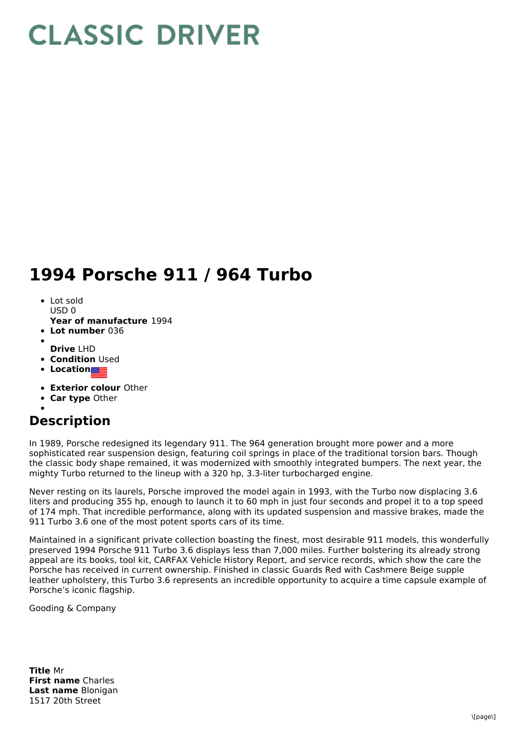# CLASSIC DRIVER

# 1994 Porsche 911 / 964 Turbo

- Lot sold
  USD 0
  **Year of manufacture** 1994
- **Lot number** 036
- 
  **Drive** LHD
- **Condition** Used
- **Location**
- **Exterior colour** Other
- **Car type** Other
- 

## Description

In 1989, Porsche redesigned its legendary 911. The 964 generation brought more power and a more sophisticated rear suspension design, featuring coil springs in place of the traditional torsion bars. Though the classic body shape remained, it was modernized with smoothly integrated bumpers. The next year, the mighty Turbo returned to the lineup with a 320 hp, 3.3-liter turbocharged engine.

Never resting on its laurels, Porsche improved the model again in 1993, with the Turbo now displacing 3.6 liters and producing 355 hp, enough to launch it to 60 mph in just four seconds and propel it to a top speed of 174 mph. That incredible performance, along with its updated suspension and massive brakes, made the 911 Turbo 3.6 one of the most potent sports cars of its time.

Maintained in a significant private collection boasting the finest, most desirable 911 models, this wonderfully preserved 1994 Porsche 911 Turbo 3.6 displays less than 7,000 miles. Further bolstering its already strong appeal are its books, tool kit, CARFAX Vehicle History Report, and service records, which show the care the Porsche has received in current ownership. Finished in classic Guards Red with Cashmere Beige supple leather upholstery, this Turbo 3.6 represents an incredible opportunity to acquire a time capsule example of Porsche's iconic flagship.

Gooding & Company

**Title** Mr
**First name** Charles
**Last name** Blonigan
1517 20th Street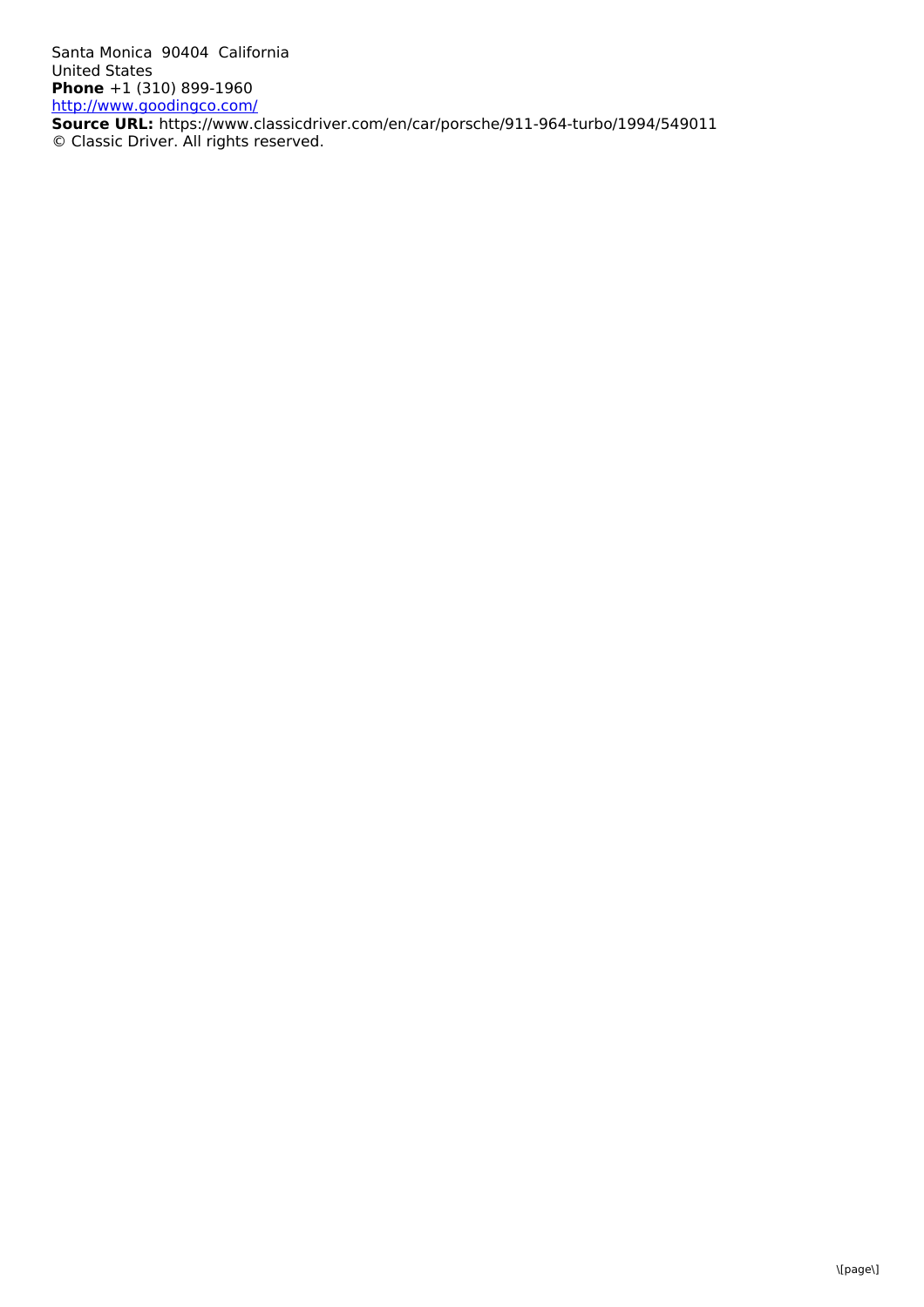Santa Monica 90404 California
United States
**Phone** +1 (310) 899-1960
[http://www.goodingco.com/](http://www.goodingco.com/)
**Source URL:** https://www.classicdriver.com/en/car/porsche/911-964-turbo/1994/549011
© Classic Driver. All rights reserved.